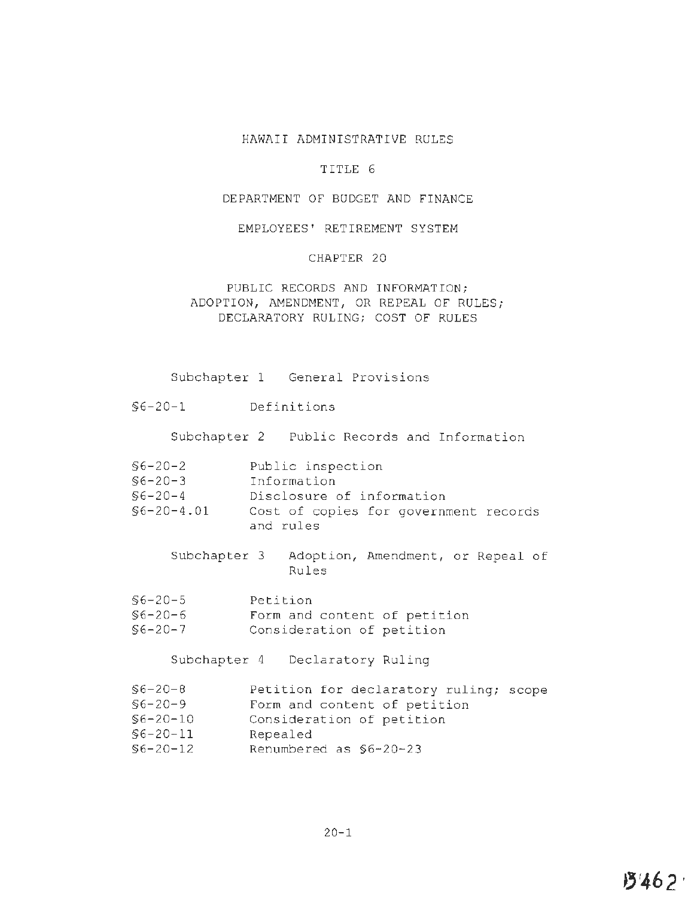# HAWAII ADMINISTRATIVE RULES

## TITLE 6

## DEPARTMENT OF BUDGET AND FINANCE

## EMPLOYEES' RETIREMENT SYSTEM

## CHAPTER 20

## PUBLIC RECORDS AND INFORMATION; ADOPTION, AMENDMENT, OR REPEAL OF RULES; DECLARATORY RULING; COST OF RULES

Subchapter 1 General Provisions

§6-20-1 Definitions

Subchapter 2 Public Records and Information

§6-20-2 Public inspection
§6-20-3 Information
§6-20-4 Disclosure of information
§6-20-4.01 Cost of copies for government records and rules

Subchapter 3 Adoption, Amendment, or Repeal of Rules

§6-20-5 Petition
§6-20-6 Form and content of petition
§6-20-7 Consideration of petition

Subchapter 4 Declaratory Ruling

§6-20-8 Petition for declaratory ruling; scope
§6-20-9 Form and content of petition
§6-20-10 Consideration of petition
§6-20-11 Repealed
§6-20-12 Renumbered as §6-20-23

13462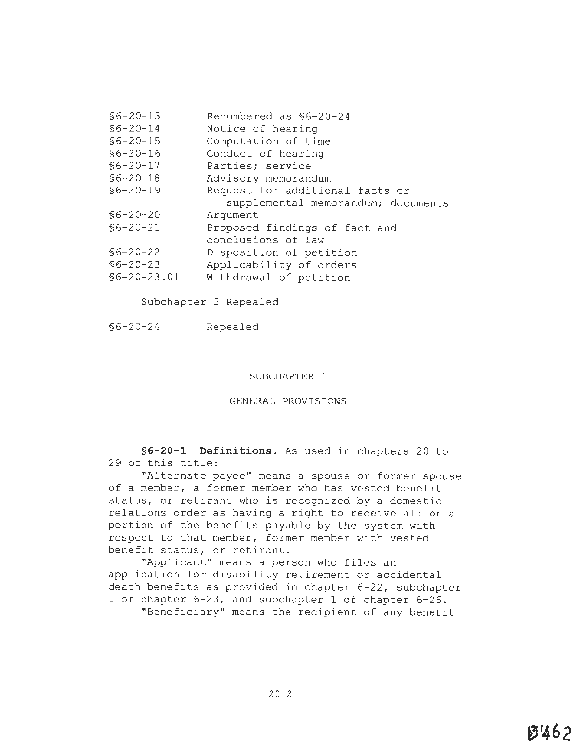| | |
|---|---|
| §6-20-13 | Renumbered as §6-20-24 |
| §6-20-14 | Notice of hearing |
| §6-20-15 | Computation of time |
| §6-20-16 | Conduct of hearing |
| §6-20-17 | Parties; service |
| §6-20-18 | Advisory memorandum |
| §6-20-19 | Request for additional facts or supplemental memorandum; documents |
| §6-20-20 | Argument |
| §6-20-21 | Proposed findings of fact and conclusions of law |
| §6-20-22 | Disposition of petition |
| §6-20-23 | Applicability of orders |
| §6-20-23.01 | Withdrawal of petition |

Subchapter 5 Repealed

| | |
|---|---|
| §6-20-24 | Repealed |

## SUBCHAPTER 1

## GENERAL PROVISIONS

**§6-20-1 Definitions.** As used in chapters 20 to 29 of this title:

"Alternate payee" means a spouse or former spouse of a member, a former member who has vested benefit status, or retirant who is recognized by a domestic relations order as having a right to receive all or a portion of the benefits payable by the system with respect to that member, former member with vested benefit status, or retirant.

"Applicant" means a person who files an application for disability retirement or accidental death benefits as provided in chapter 6-22, subchapter 1 of chapter 6-23, and subchapter 1 of chapter 6-26.

"Beneficiary" means the recipient of any benefit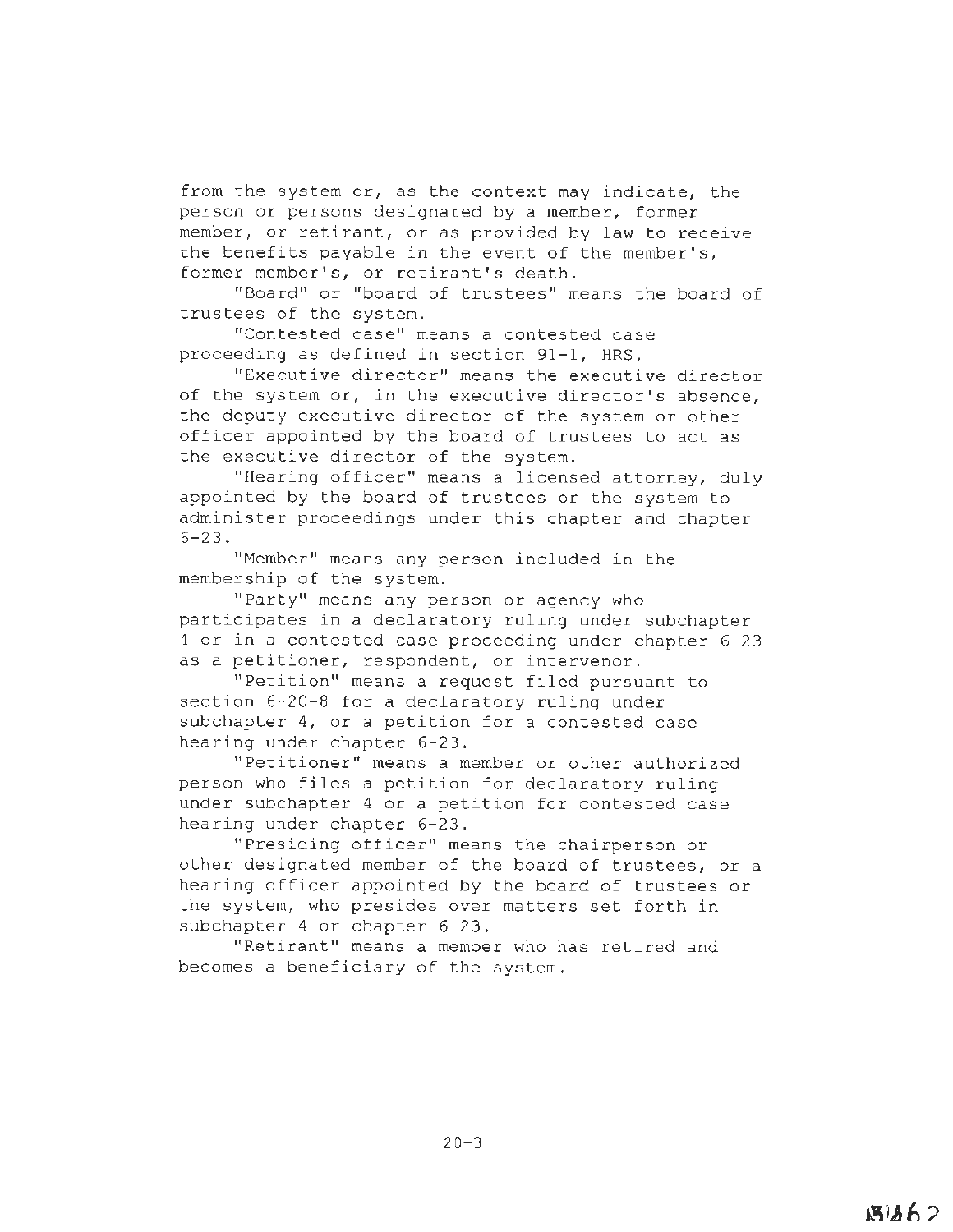from the system or, as the context may indicate, the person or persons designated by a member, former member, or retirant, or as provided by law to receive the benefits payable in the event of the member's, former member's, or retirant's death.

"Board" or "board of trustees" means the board of trustees of the system.

"Contested case" means a contested case proceeding as defined in section 91-1, HRS.

"Executive director" means the executive director of the system or, in the executive director's absence, the deputy executive director of the system or other officer appointed by the board of trustees to act as the executive director of the system.

"Hearing officer" means a licensed attorney, duly appointed by the board of trustees or the system to administer proceedings under this chapter and chapter 6-23.

"Member" means any person included in the membership of the system.

"Party" means any person or agency who participates in a declaratory ruling under subchapter 4 or in a contested case proceeding under chapter 6-23 as a petitioner, respondent, or intervenor.

"Petition" means a request filed pursuant to section 6-20-8 for a declaratory ruling under subchapter 4, or a petition for a contested case hearing under chapter 6-23.

"Petitioner" means a member or other authorized person who files a petition for declaratory ruling under subchapter 4 or a petition for contested case hearing under chapter 6-23.

"Presiding officer" means the chairperson or other designated member of the board of trustees, or a hearing officer appointed by the board of trustees or the system, who presides over matters set forth in subchapter 4 or chapter 6-23.

"Retirant" means a member who has retired and becomes a beneficiary of the system.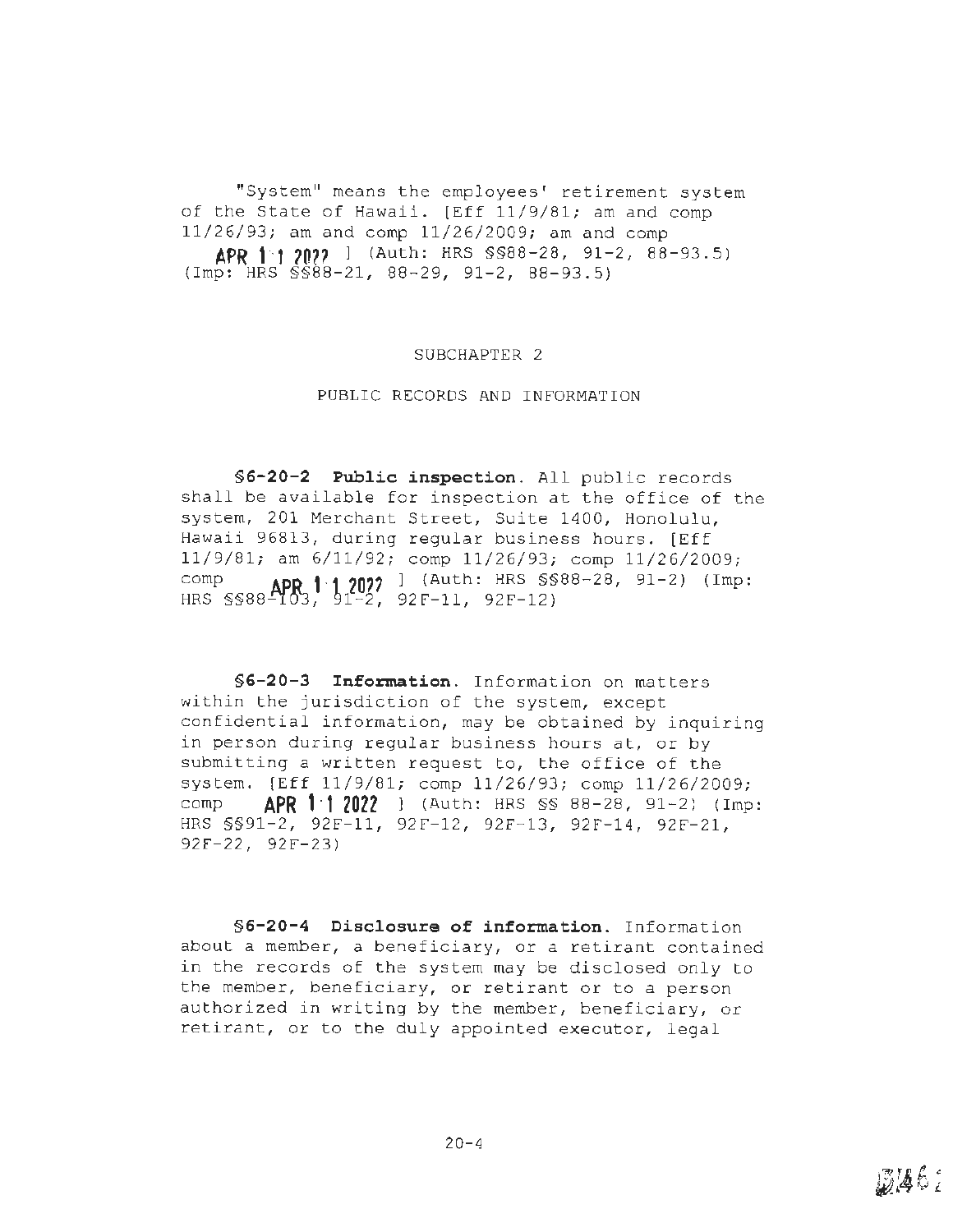"System" means the employees' retirement system of the State of Hawaii. [Eff 11/9/81; am and comp 11/26/93; am and comp 11/26/2009; am and comp APR 11 2022 ] (Auth: HRS §§88-28, 91-2, 88-93.5) (Imp: HRS §§88-21, 88-29, 91-2, 88-93.5)

## SUBCHAPTER 2

## PUBLIC RECORDS AND INFORMATION

**§6-20-2 Public inspection.** All public records shall be available for inspection at the office of the system, 201 Merchant Street, Suite 1400, Honolulu, Hawaii 96813, during regular business hours. [Eff 11/9/81; am 6/11/92; comp 11/26/93; comp 11/26/2009; comp APR 11 2022 ] (Auth: HRS §§88-28, 91-2) (Imp: HRS §§88-103, 91-2, 92F-11, 92F-12)

**§6-20-3 Information.** Information on matters within the jurisdiction of the system, except confidential information, may be obtained by inquiring in person during regular business hours at, or by submitting a written request to, the office of the system. [Eff 11/9/81; comp 11/26/93; comp 11/26/2009; comp APR 11 2022 ] (Auth: HRS §§ 88-28, 91-2) (Imp: HRS §§91-2, 92F-11, 92F-12, 92F-13, 92F-14, 92F-21, 92F-22, 92F-23)

**§6-20-4 Disclosure of information.** Information about a member, a beneficiary, or a retirant contained in the records of the system may be disclosed only to the member, beneficiary, or retirant or to a person authorized in writing by the member, beneficiary, or retirant, or to the duly appointed executor, legal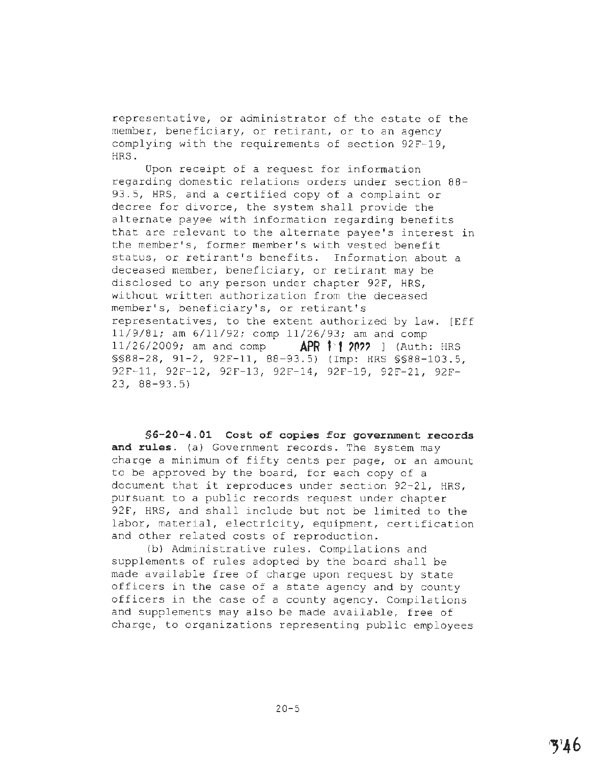representative, or administrator of the estate of the member, beneficiary, or retirant, or to an agency complying with the requirements of section 92F-19, HRS.

Upon receipt of a request for information regarding domestic relations orders under section 88-93.5, HRS, and a certified copy of a complaint or decree for divorce, the system shall provide the alternate payee with information regarding benefits that are relevant to the alternate payee's interest in the member's, former member's with vested benefit status, or retirant's benefits. Information about a deceased member, beneficiary, or retirant may be disclosed to any person under chapter 92F, HRS, without written authorization from the deceased member's, beneficiary's, or retirant's representatives, to the extent authorized by law. [Eff 11/9/81; am 6/11/92; comp 11/26/93; am and comp 11/26/2009; am and comp **APR 11 2022** ] (Auth: HRS §§88-28, 91-2, 92F-11, 88-93.5) (Imp: HRS §§88-103.5, 92F-11, 92F-12, 92F-13, 92F-14, 92F-19, 92F-21, 92F-23, 88-93.5)

**§6-20-4.01 Cost of copies for government records and rules.** (a) Government records. The system may charge a minimum of fifty cents per page, or an amount to be approved by the board, for each copy of a document that it reproduces under section 92-21, HRS, pursuant to a public records request under chapter 92F, HRS, and shall include but not be limited to the labor, material, electricity, equipment, certification and other related costs of reproduction.

(b) Administrative rules. Compilations and supplements of rules adopted by the board shall be made available free of charge upon request by state officers in the case of a state agency and by county officers in the case of a county agency. Compilations and supplements may also be made available, free of charge, to organizations representing public employees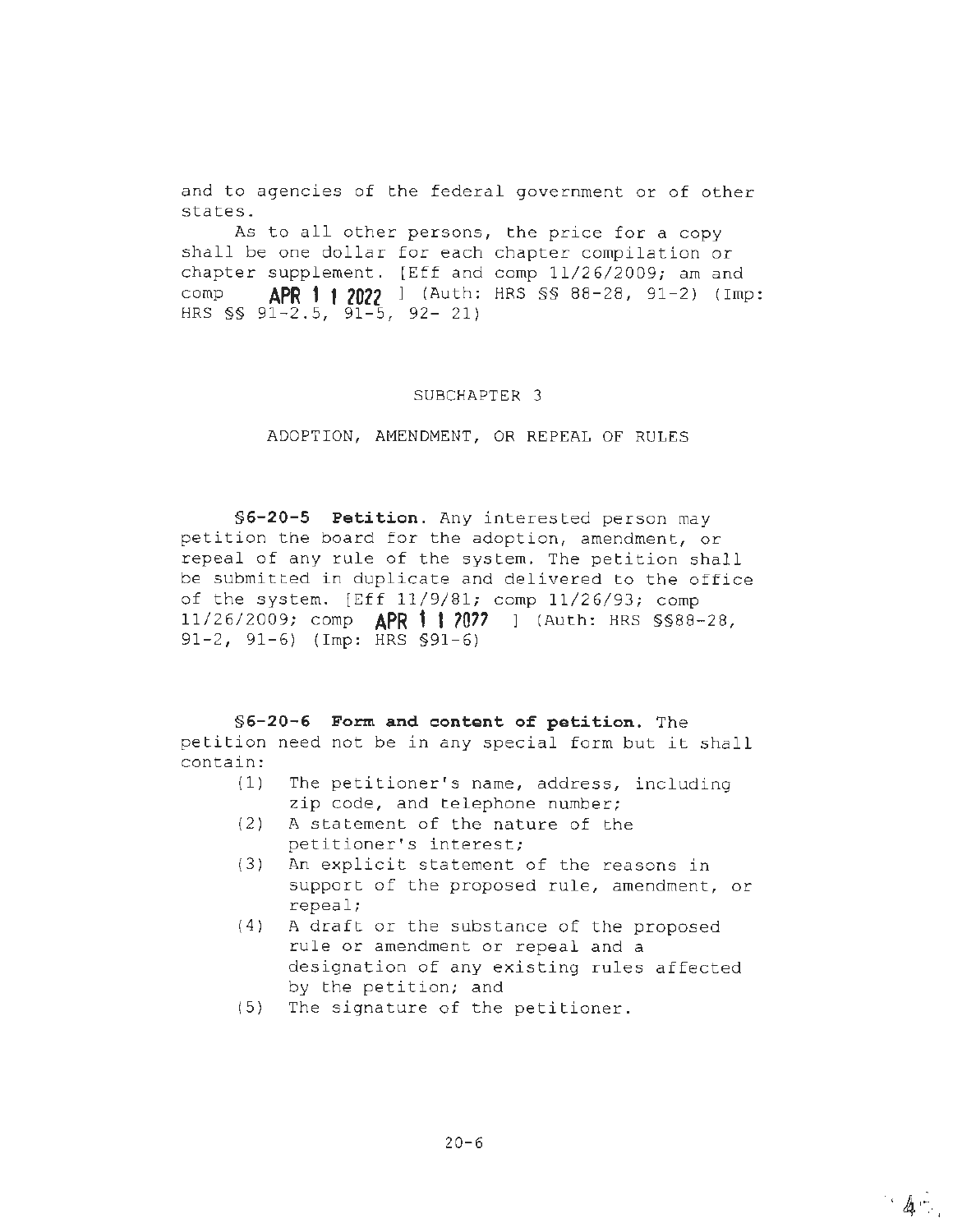and to agencies of the federal government or of other states.

As to all other persons, the price for a copy shall be one dollar for each chapter compilation or chapter supplement. [Eff and comp 11/26/2009; am and comp **APR 1 1 2022** ] (Auth: HRS §§ 88-28, 91-2) (Imp: HRS §§ 91-2.5, 91-5, 92- 21)

## SUBCHAPTER 3

## ADOPTION, AMENDMENT, OR REPEAL OF RULES

**§6-20-5 Petition.** Any interested person may petition the board for the adoption, amendment, or repeal of any rule of the system. The petition shall be submitted in duplicate and delivered to the office of the system. [Eff 11/9/81; comp 11/26/93; comp 11/26/2009; comp **APR 1 1 2022** ] (Auth: HRS §§88-28, 91-2, 91-6) (Imp: HRS §91-6)

**§6-20-6 Form and content of petition.** The petition need not be in any special form but it shall contain:

(1) The petitioner's name, address, including zip code, and telephone number;

(2) A statement of the nature of the petitioner's interest;

(3) An explicit statement of the reasons in support of the proposed rule, amendment, or repeal;

(4) A draft or the substance of the proposed rule or amendment or repeal and a designation of any existing rules affected by the petition; and

(5) The signature of the petitioner.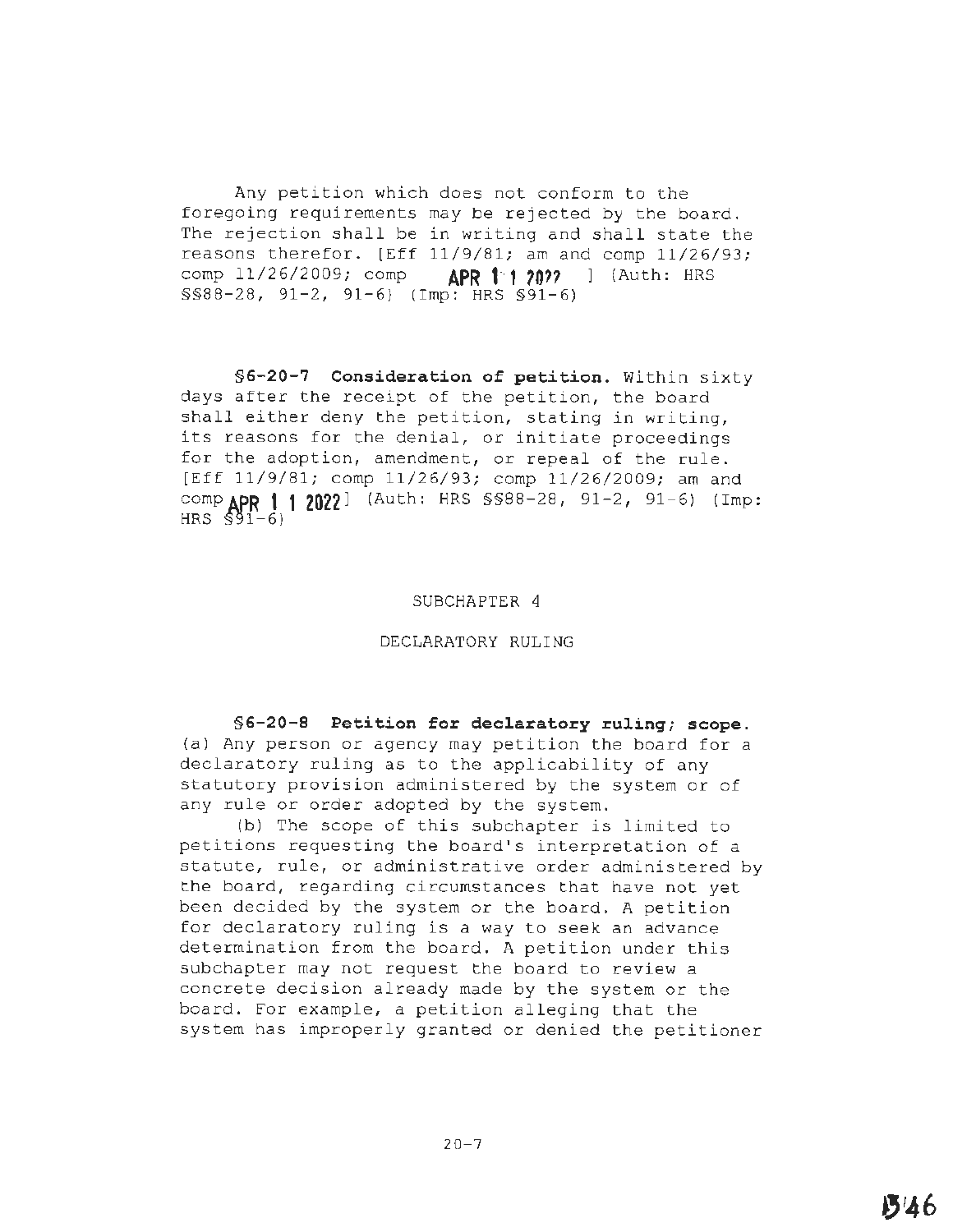Any petition which does not conform to the foregoing requirements may be rejected by the board. The rejection shall be in writing and shall state the reasons therefor. [Eff 11/9/81; am and comp 11/26/93; comp 11/26/2009; comp APR 1 1 2022 ] (Auth: HRS §§88-28, 91-2, 91-6) (Imp: HRS §91-6)

**§6-20-7 Consideration of petition.** Within sixty days after the receipt of the petition, the board shall either deny the petition, stating in writing, its reasons for the denial, or initiate proceedings for the adoption, amendment, or repeal of the rule. [Eff 11/9/81; comp 11/26/93; comp 11/26/2009; am and comp APR 1 1 2022] (Auth: HRS §§88-28, 91-2, 91-6) (Imp: HRS §91-6)

SUBCHAPTER 4

DECLARATORY RULING

**§6-20-8 Petition for declaratory ruling; scope.** (a) Any person or agency may petition the board for a declaratory ruling as to the applicability of any statutory provision administered by the system or of any rule or order adopted by the system.

(b) The scope of this subchapter is limited to petitions requesting the board's interpretation of a statute, rule, or administrative order administered by the board, regarding circumstances that have not yet been decided by the system or the board. A petition for declaratory ruling is a way to seek an advance determination from the board. A petition under this subchapter may not request the board to review a concrete decision already made by the system or the board. For example, a petition alleging that the system has improperly granted or denied the petitioner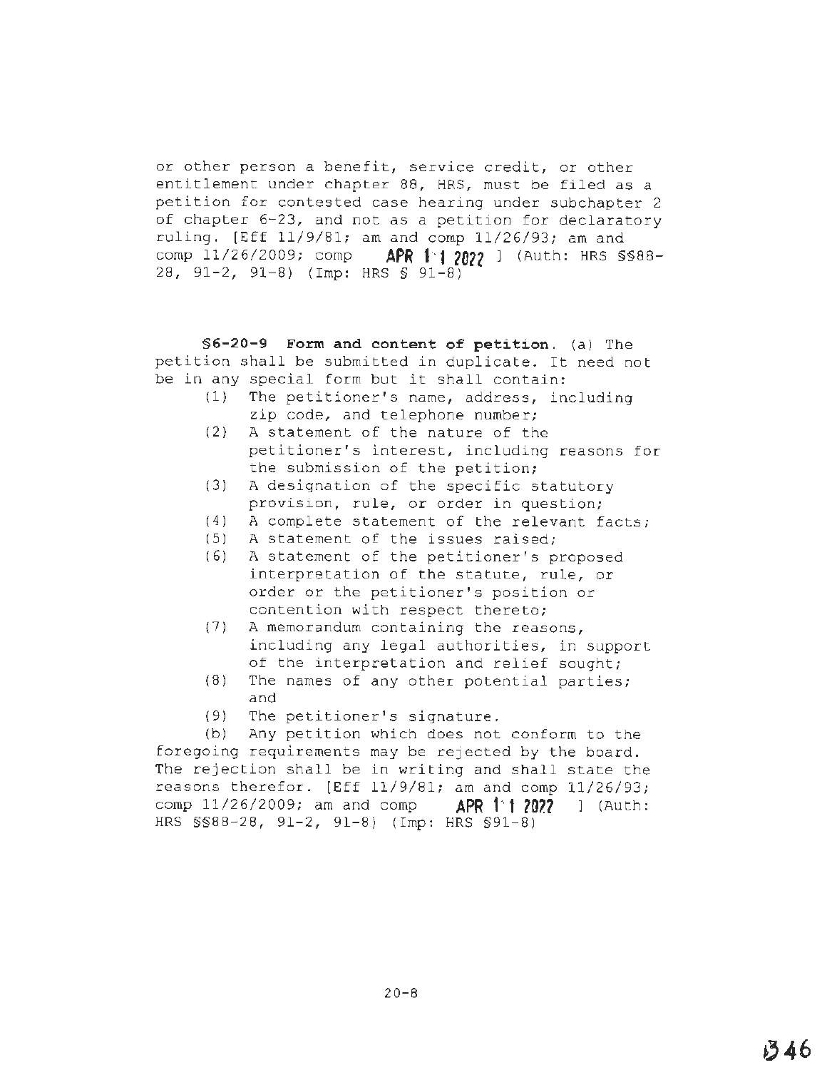or other person a benefit, service credit, or other entitlement under chapter 88, HRS, must be filed as a petition for contested case hearing under subchapter 2 of chapter 6-23, and not as a petition for declaratory ruling. [Eff 11/9/81; am and comp 11/26/93; am and comp 11/26/2009; comp APR 11 2022 ] (Auth: HRS §§88-28, 91-2, 91-8) (Imp: HRS § 91-8)

**§6-20-9 Form and content of petition.** (a) The petition shall be submitted in duplicate. It need not be in any special form but it shall contain:

(1) The petitioner's name, address, including zip code, and telephone number;

(2) A statement of the nature of the petitioner's interest, including reasons for the submission of the petition;

(3) A designation of the specific statutory provision, rule, or order in question;

(4) A complete statement of the relevant facts;

(5) A statement of the issues raised;

(6) A statement of the petitioner's proposed interpretation of the statute, rule, or order or the petitioner's position or contention with respect thereto;

(7) A memorandum containing the reasons, including any legal authorities, in support of the interpretation and relief sought;

(8) The names of any other potential parties; and

(9) The petitioner's signature.

(b) Any petition which does not conform to the foregoing requirements may be rejected by the board. The rejection shall be in writing and shall state the reasons therefor. [Eff 11/9/81; am and comp 11/26/93; comp 11/26/2009; am and comp APR 11 2022 ] (Auth: HRS §§88-28, 91-2, 91-8) (Imp: HRS §91-8)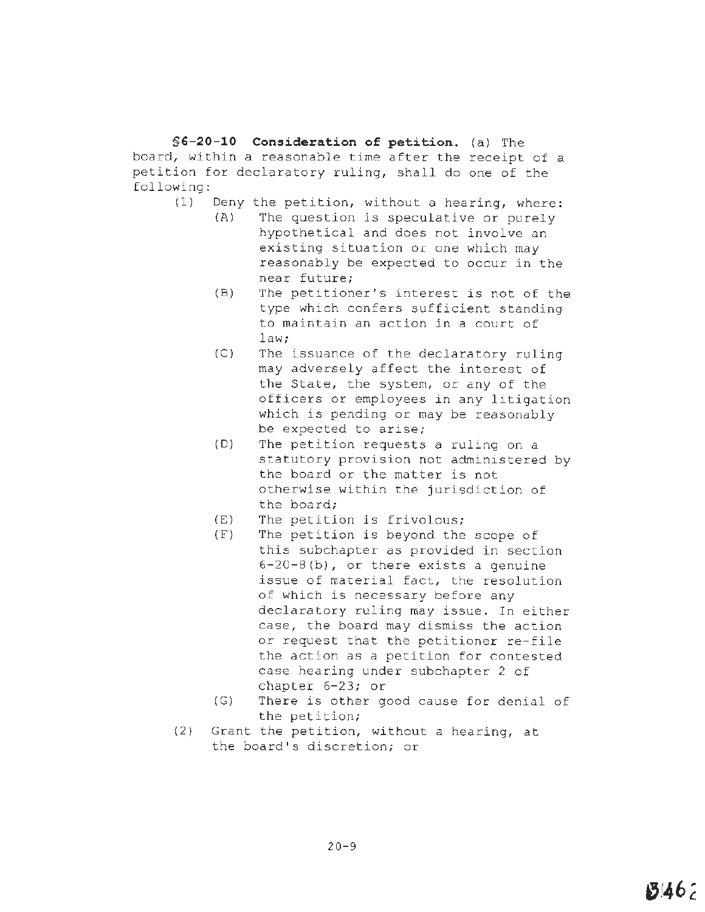**§6-20-10 Consideration of petition.** (a) The board, within a reasonable time after the receipt of a petition for declaratory ruling, shall do one of the following:

(1) Deny the petition, without a hearing, where:

  (A) The question is speculative or purely hypothetical and does not involve an existing situation or one which may reasonably be expected to occur in the near future;

  (B) The petitioner's interest is not of the type which confers sufficient standing to maintain an action in a court of law;

  (C) The issuance of the declaratory ruling may adversely affect the interest of the State, the system, or any of the officers or employees in any litigation which is pending or may be reasonably be expected to arise;

  (D) The petition requests a ruling on a statutory provision not administered by the board or the matter is not otherwise within the jurisdiction of the board;

  (E) The petition is frivolous;

  (F) The petition is beyond the scope of this subchapter as provided in section 6-20-8(b), or there exists a genuine issue of material fact, the resolution of which is necessary before any declaratory ruling may issue. In either case, the board may dismiss the action or request that the petitioner re-file the action as a petition for contested case hearing under subchapter 2 of chapter 6-23; or

  (G) There is other good cause for denial of the petition;

(2) Grant the petition, without a hearing, at the board's discretion; or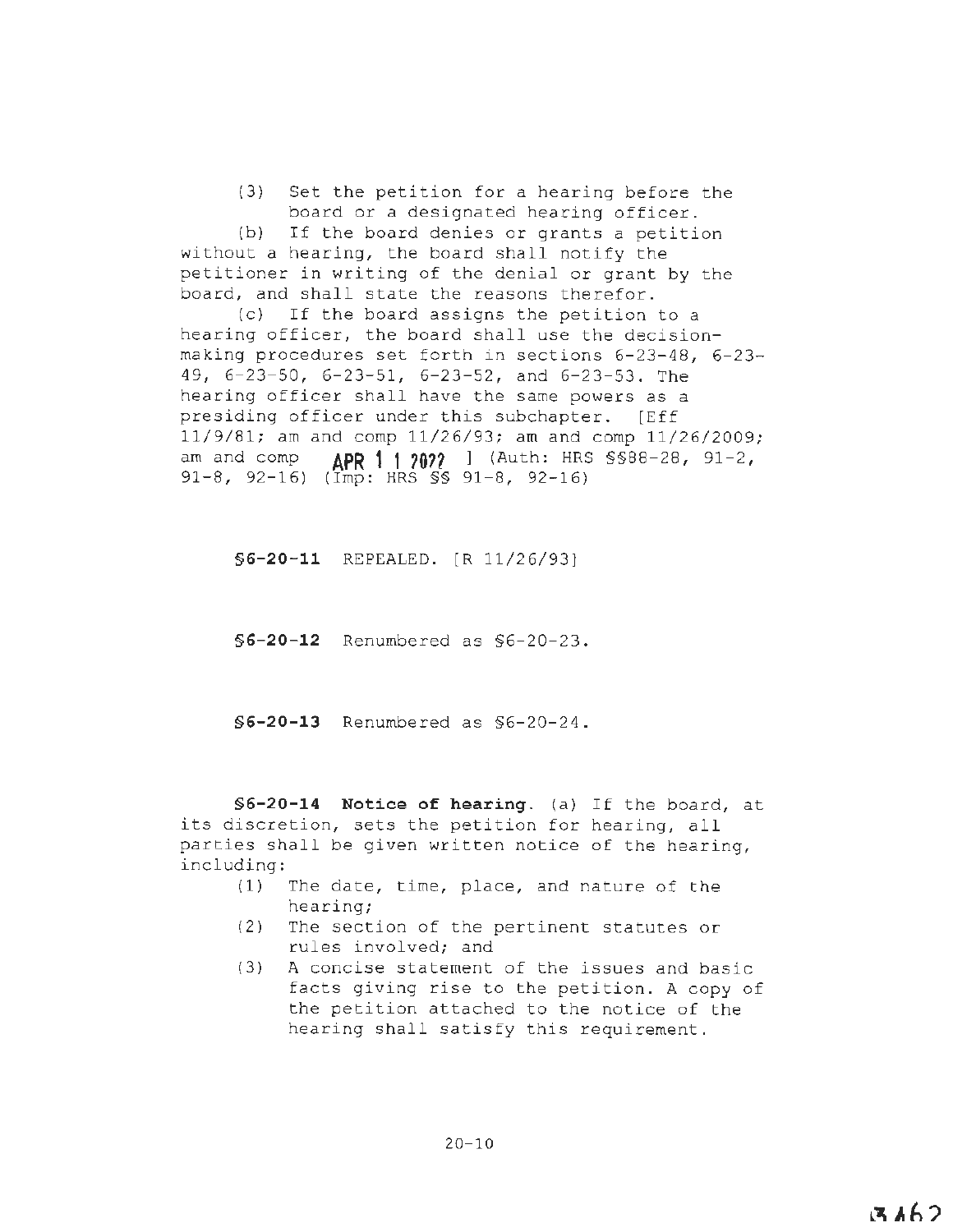(3) Set the petition for a hearing before the board or a designated hearing officer.

(b) If the board denies or grants a petition without a hearing, the board shall notify the petitioner in writing of the denial or grant by the board, and shall state the reasons therefor.

(c) If the board assigns the petition to a hearing officer, the board shall use the decision-making procedures set forth in sections 6-23-48, 6-23-49, 6-23-50, 6-23-51, 6-23-52, and 6-23-53. The hearing officer shall have the same powers as a presiding officer under this subchapter. [Eff 11/9/81; am and comp 11/26/93; am and comp 11/26/2009; am and comp APR 1 1 2022 ] (Auth: HRS §§88-28, 91-2, 91-8, 92-16) (Imp: HRS §§ 91-8, 92-16)

**§6-20-11** REPEALED. [R 11/26/93]

**§6-20-12** Renumbered as §6-20-23.

**§6-20-13** Renumbered as §6-20-24.

**§6-20-14 Notice of hearing.** (a) If the board, at its discretion, sets the petition for hearing, all parties shall be given written notice of the hearing, including:

(1) The date, time, place, and nature of the hearing;

(2) The section of the pertinent statutes or rules involved; and

(3) A concise statement of the issues and basic facts giving rise to the petition. A copy of the petition attached to the notice of the hearing shall satisfy this requirement.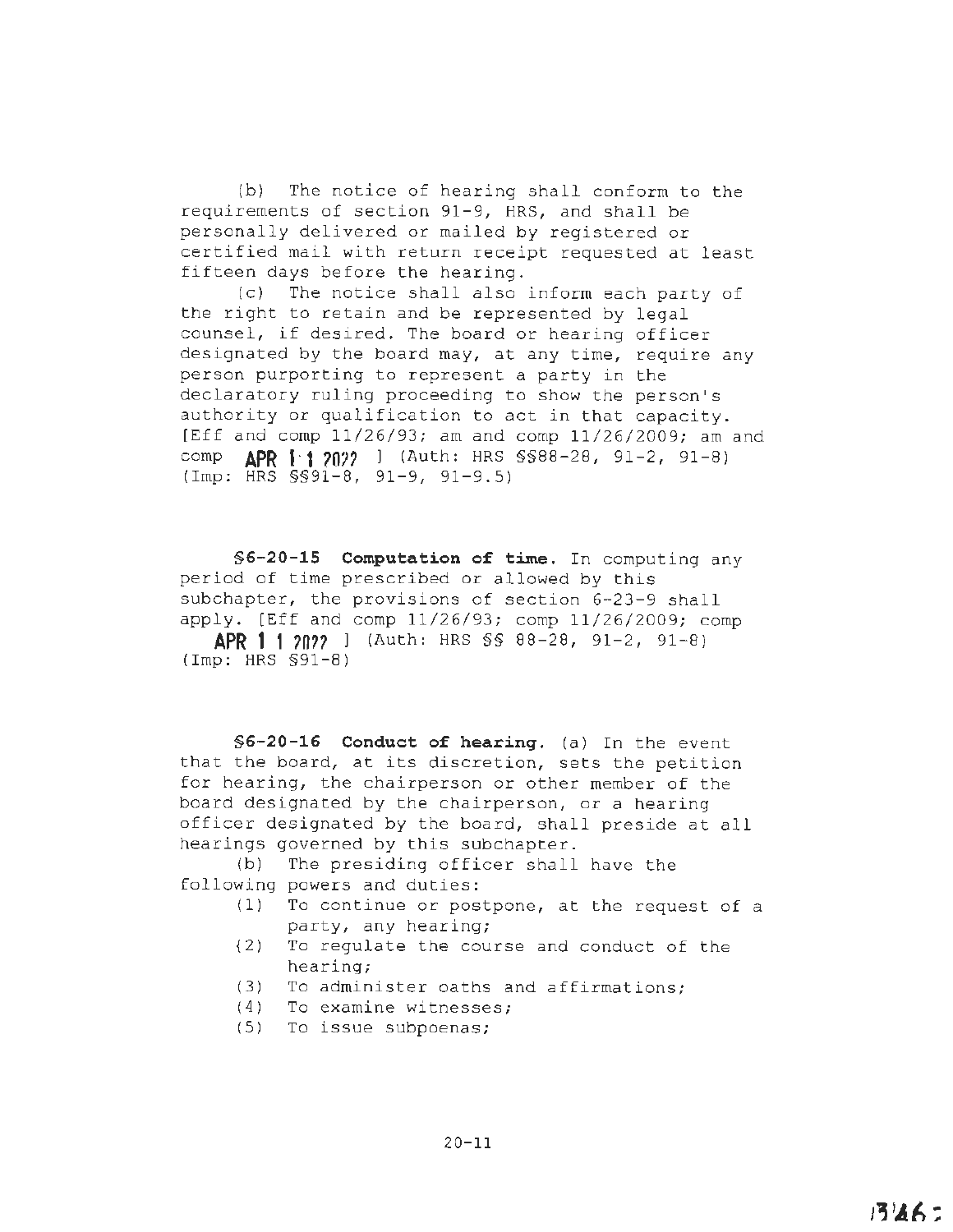(b) The notice of hearing shall conform to the requirements of section 91-9, HRS, and shall be personally delivered or mailed by registered or certified mail with return receipt requested at least fifteen days before the hearing.

(c) The notice shall also inform each party of the right to retain and be represented by legal counsel, if desired. The board or hearing officer designated by the board may, at any time, require any person purporting to represent a party in the declaratory ruling proceeding to show the person's authority or qualification to act in that capacity. [Eff and comp 11/26/93; am and comp 11/26/2009; am and comp **APR 11 2022** ] (Auth: HRS §§88-28, 91-2, 91-8) (Imp: HRS §§91-8, 91-9, 91-9.5)

**§6-20-15 Computation of time.** In computing any period of time prescribed or allowed by this subchapter, the provisions of section 6-23-9 shall apply. [Eff and comp 11/26/93; comp 11/26/2009; comp **APR 11 2022** ] (Auth: HRS §§ 88-28, 91-2, 91-8) (Imp: HRS §91-8)

**§6-20-16 Conduct of hearing.** (a) In the event that the board, at its discretion, sets the petition for hearing, the chairperson or other member of the board designated by the chairperson, or a hearing officer designated by the board, shall preside at all hearings governed by this subchapter.

(b) The presiding officer shall have the following powers and duties:

(1) To continue or postpone, at the request of a party, any hearing;
(2) To regulate the course and conduct of the hearing;
(3) To administer oaths and affirmations;
(4) To examine witnesses;
(5) To issue subpoenas;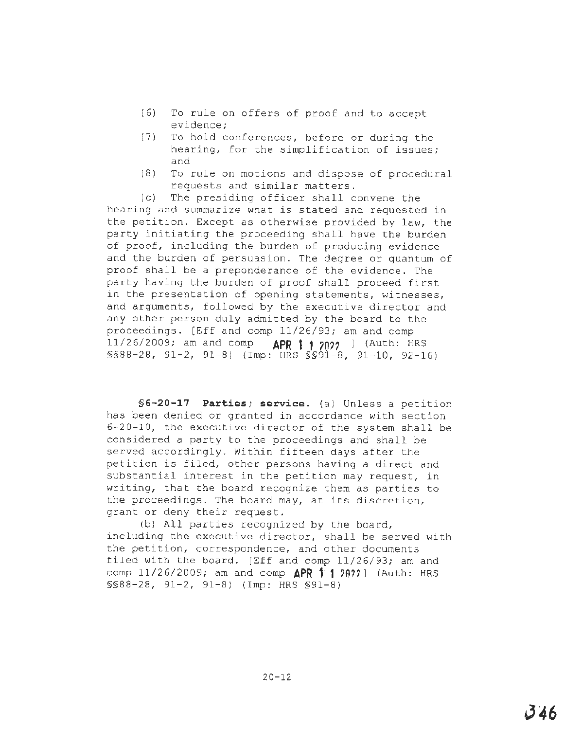(6) To rule on offers of proof and to accept evidence;

(7) To hold conferences, before or during the hearing, for the simplification of issues; and

(8) To rule on motions and dispose of procedural requests and similar matters.

(c) The presiding officer shall convene the hearing and summarize what is stated and requested in the petition. Except as otherwise provided by law, the party initiating the proceeding shall have the burden of proof, including the burden of producing evidence and the burden of persuasion. The degree or quantum of proof shall be a preponderance of the evidence. The party having the burden of proof shall proceed first in the presentation of opening statements, witnesses, and arguments, followed by the executive director and any other person duly admitted by the board to the proceedings. [Eff and comp 11/26/93; am and comp 11/26/2009; am and comp **APR 11 2022** ] (Auth: HRS §§88-28, 91-2, 91-8) (Imp: HRS §§91-8, 91-10, 92-16)

**§6-20-17 Parties; service.** (a) Unless a petition has been denied or granted in accordance with section 6-20-10, the executive director of the system shall be considered a party to the proceedings and shall be served accordingly. Within fifteen days after the petition is filed, other persons having a direct and substantial interest in the petition may request, in writing, that the board recognize them as parties to the proceedings. The board may, at its discretion, grant or deny their request.

(b) All parties recognized by the board, including the executive director, shall be served with the petition, correspondence, and other documents filed with the board. [Eff and comp 11/26/93; am and comp 11/26/2009; am and comp **APR 11 2022**] (Auth: HRS §§88-28, 91-2, 91-8) (Imp: HRS §91-8)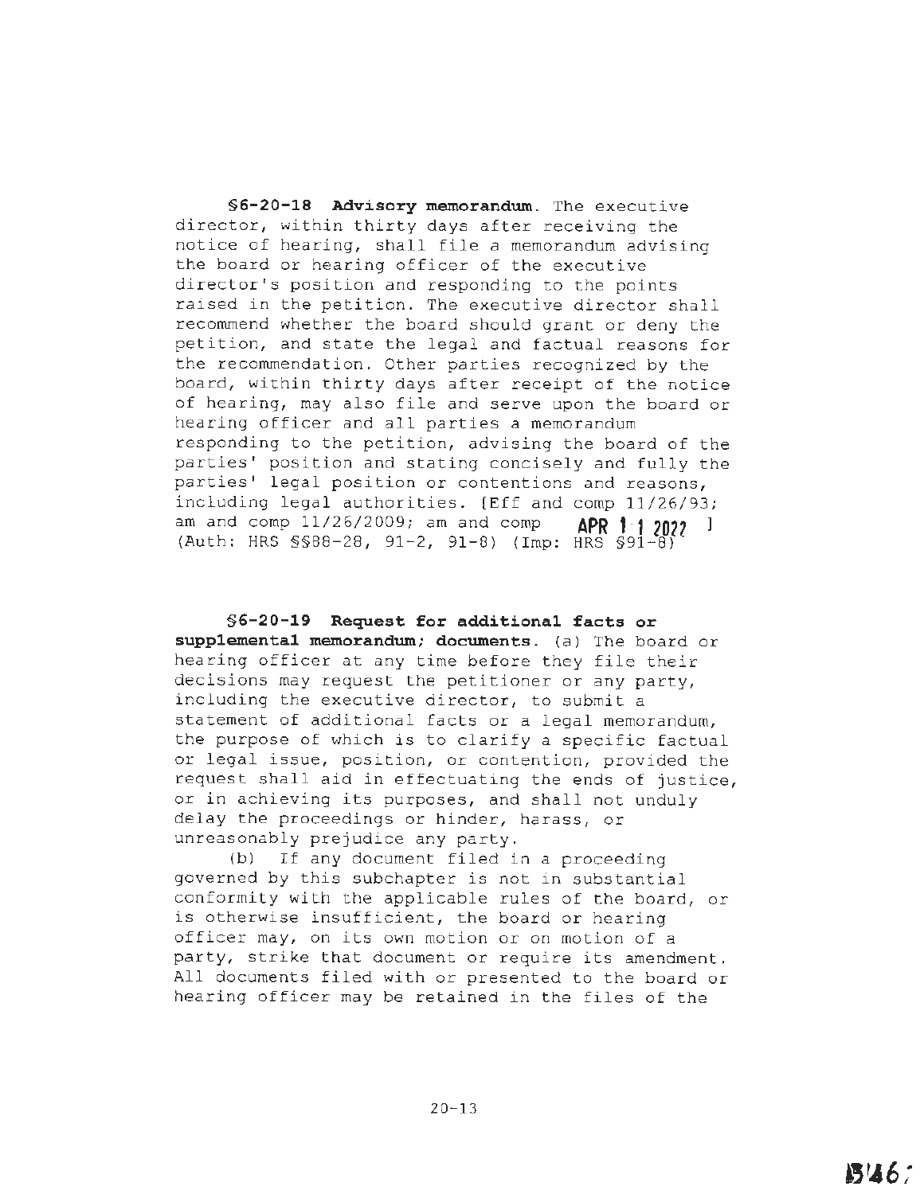**§6-20-18 Advisory memorandum.** The executive director, within thirty days after receiving the notice of hearing, shall file a memorandum advising the board or hearing officer of the executive director's position and responding to the points raised in the petition. The executive director shall recommend whether the board should grant or deny the petition, and state the legal and factual reasons for the recommendation. Other parties recognized by the board, within thirty days after receipt of the notice of hearing, may also file and serve upon the board or hearing officer and all parties a memorandum responding to the petition, advising the board of the parties' position and stating concisely and fully the parties' legal position or contentions and reasons, including legal authorities. [Eff and comp 11/26/93; am and comp 11/26/2009; am and comp **APR 11 2022** ] (Auth: HRS §§88-28, 91-2, 91-8) (Imp: HRS §91-8)

**§6-20-19 Request for additional facts or supplemental memorandum; documents.** (a) The board or hearing officer at any time before they file their decisions may request the petitioner or any party, including the executive director, to submit a statement of additional facts or a legal memorandum, the purpose of which is to clarify a specific factual or legal issue, position, or contention, provided the request shall aid in effectuating the ends of justice, or in achieving its purposes, and shall not unduly delay the proceedings or hinder, harass, or unreasonably prejudice any party.

(b) If any document filed in a proceeding governed by this subchapter is not in substantial conformity with the applicable rules of the board, or is otherwise insufficient, the board or hearing officer may, on its own motion or on motion of a party, strike that document or require its amendment. All documents filed with or presented to the board or hearing officer may be retained in the files of the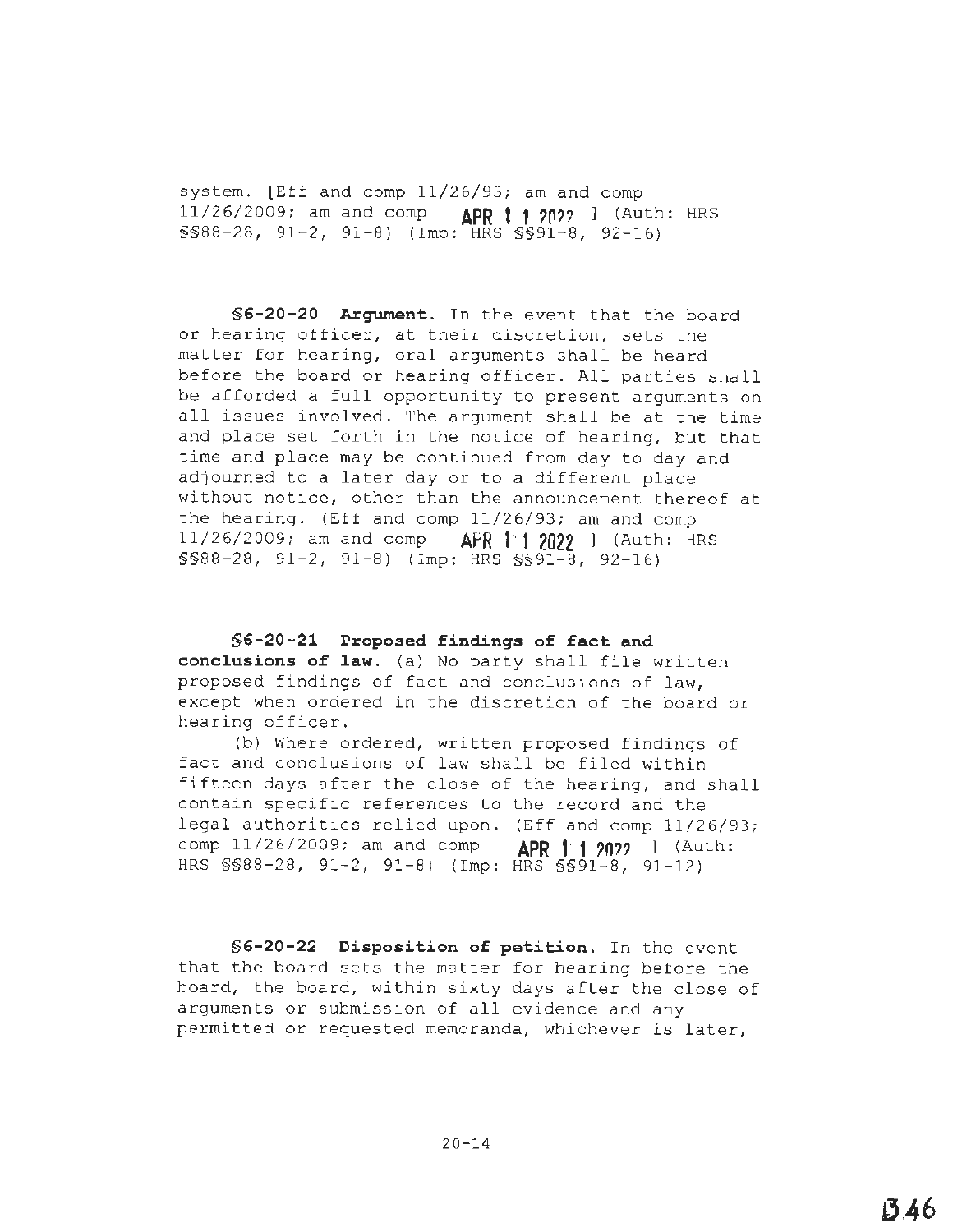system. [Eff and comp 11/26/93; am and comp 11/26/2009; am and comp APR 11 2022 ] (Auth: HRS §§88-28, 91-2, 91-8) (Imp: HRS §§91-8, 92-16)

**§6-20-20 Argument.** In the event that the board or hearing officer, at their discretion, sets the matter for hearing, oral arguments shall be heard before the board or hearing officer. All parties shall be afforded a full opportunity to present arguments on all issues involved. The argument shall be at the time and place set forth in the notice of hearing, but that time and place may be continued from day to day and adjourned to a later day or to a different place without notice, other than the announcement thereof at the hearing. [Eff and comp 11/26/93; am and comp 11/26/2009; am and comp APR 11 2022 ] (Auth: HRS §§88-28, 91-2, 91-8) (Imp: HRS §§91-8, 92-16)

**§6-20-21 Proposed findings of fact and conclusions of law.** (a) No party shall file written proposed findings of fact and conclusions of law, except when ordered in the discretion of the board or hearing officer.

(b) Where ordered, written proposed findings of fact and conclusions of law shall be filed within fifteen days after the close of the hearing, and shall contain specific references to the record and the legal authorities relied upon. [Eff and comp 11/26/93; comp 11/26/2009; am and comp APR 11 2022 ] (Auth: HRS §§88-28, 91-2, 91-8) (Imp: HRS §§91-8, 91-12)

**§6-20-22 Disposition of petition.** In the event that the board sets the matter for hearing before the board, the board, within sixty days after the close of arguments or submission of all evidence and any permitted or requested memoranda, whichever is later,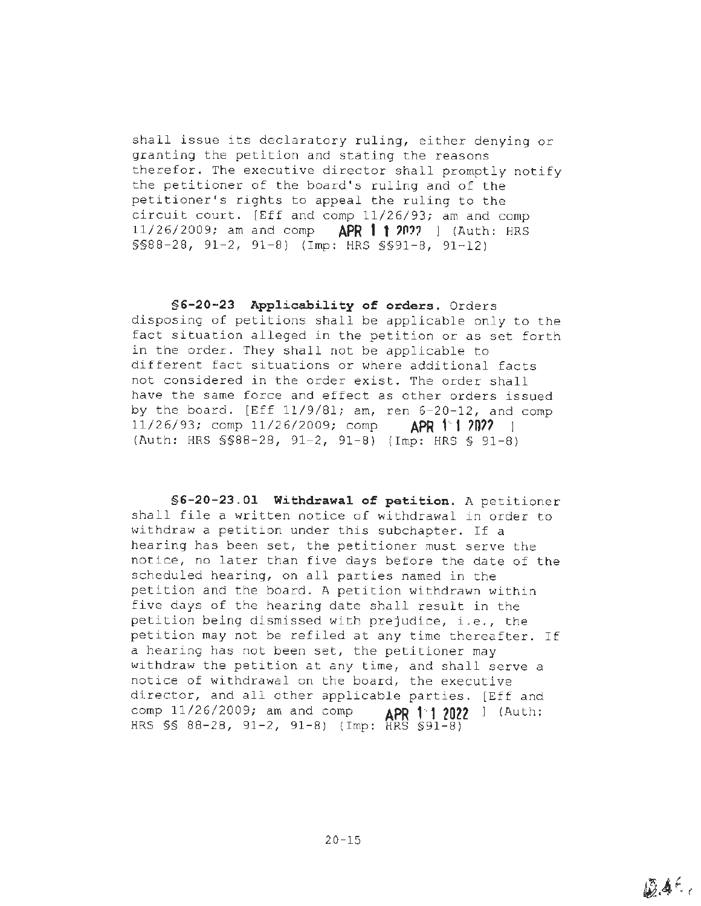shall issue its declaratory ruling, either denying or granting the petition and stating the reasons therefor. The executive director shall promptly notify the petitioner of the board's ruling and of the petitioner's rights to appeal the ruling to the circuit court. [Eff and comp 11/26/93; am and comp 11/26/2009; am and comp APR 11 2022 ] (Auth: HRS §§88-28, 91-2, 91-8) (Imp: HRS §§91-8, 91-12)

**§6-20-23 Applicability of orders.** Orders disposing of petitions shall be applicable only to the fact situation alleged in the petition or as set forth in the order. They shall not be applicable to different fact situations or where additional facts not considered in the order exist. The order shall have the same force and effect as other orders issued by the board. [Eff 11/9/81; am, ren 6-20-12, and comp 11/26/93; comp 11/26/2009; comp APR 11 2022 ] (Auth: HRS §§88-28, 91-2, 91-8) (Imp: HRS § 91-8)

**§6-20-23.01 Withdrawal of petition.** A petitioner shall file a written notice of withdrawal in order to withdraw a petition under this subchapter. If a hearing has been set, the petitioner must serve the notice, no later than five days before the date of the scheduled hearing, on all parties named in the petition and the board. A petition withdrawn within five days of the hearing date shall result in the petition being dismissed with prejudice, i.e., the petition may not be refiled at any time thereafter. If a hearing has not been set, the petitioner may withdraw the petition at any time, and shall serve a notice of withdrawal on the board, the executive director, and all other applicable parties. [Eff and comp 11/26/2009; am and comp APR 11 2022 ] (Auth: HRS §§ 88-28, 91-2, 91-8) (Imp: HRS §91-8)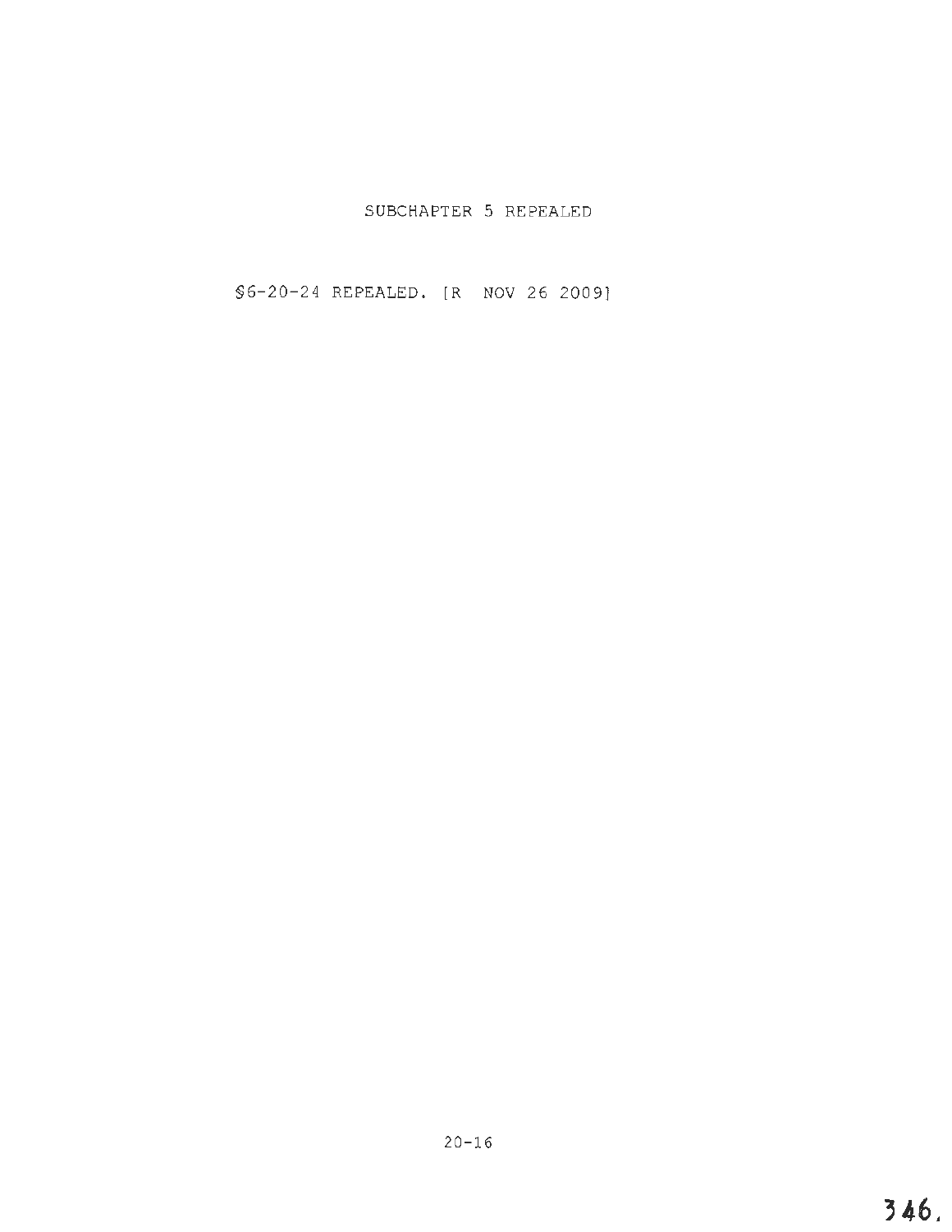## SUBCHAPTER 5 REPEALED

§6-20-24 REPEALED. [R NOV 26 2009]